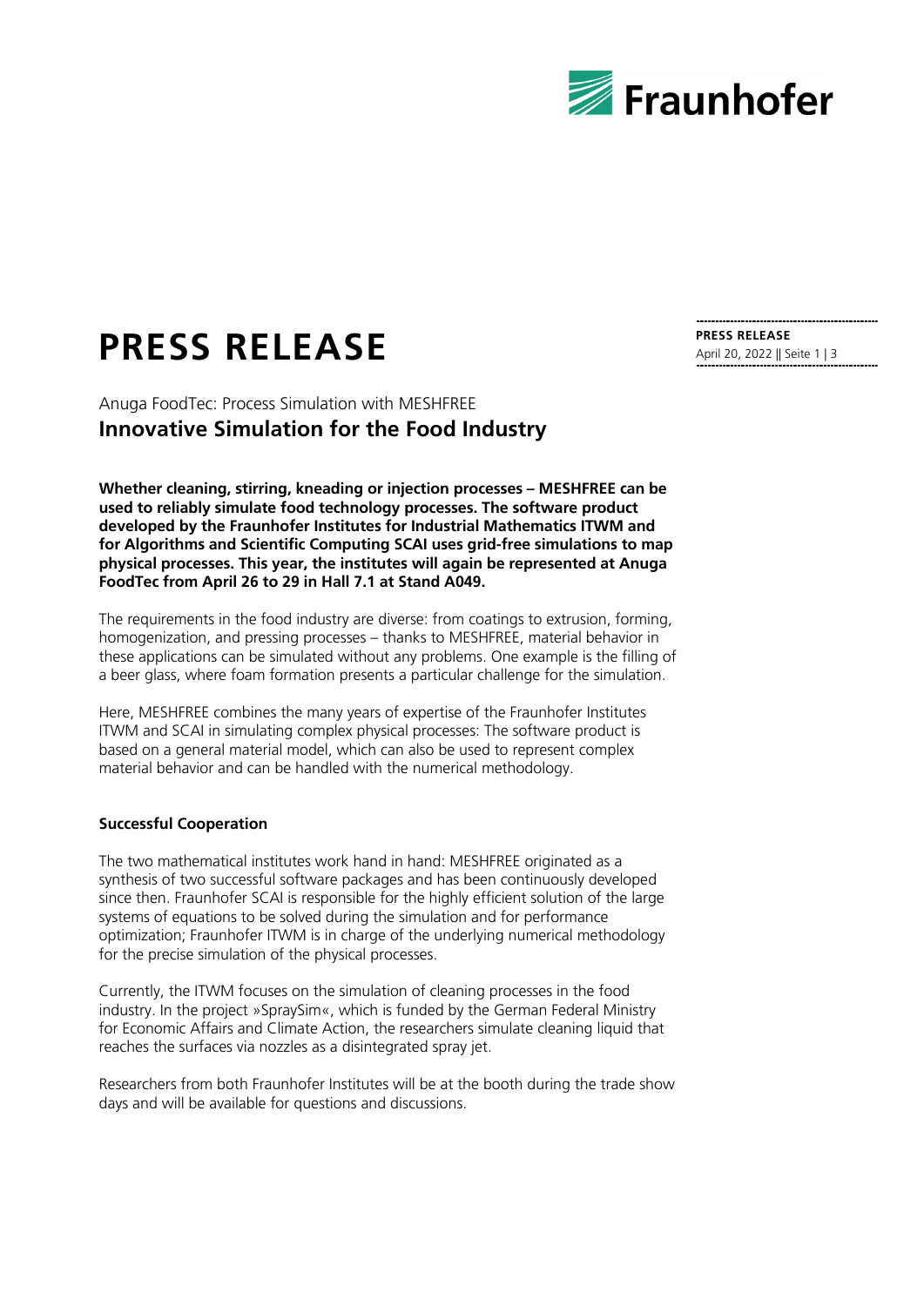# PRESS RELEASE

Anuga FoodTec: Process Simulation with MESHFREE

## Innovative Simulation for the Food Industry

**Whether cleaning, stirring, kneading or injection processes – MESHFREE can be used to reliably simulate food technology processes. The software product developed by the Fraunhofer Institutes for Industrial Mathematics ITWM and for Algorithms and Scientific Computing SCAI uses grid-free simulations to map physical processes. This year, the institutes will again be represented at Anuga FoodTec from April 26 to 29 in Hall 7.1 at Stand A049.**

The requirements in the food industry are diverse: from coatings to extrusion, forming, homogenization, and pressing processes – thanks to MESHFREE, material behavior in these applications can be simulated without any problems. One example is the filling of a beer glass, where foam formation presents a particular challenge for the simulation.

Here, MESHFREE combines the many years of expertise of the Fraunhofer Institutes ITWM and SCAI in simulating complex physical processes: The software product is based on a general material model, which can also be used to represent complex material behavior and can be handled with the numerical methodology.

**Successful Cooperation**

The two mathematical institutes work hand in hand: MESHFREE originated as a synthesis of two successful software packages and has been continuously developed since then. Fraunhofer SCAI is responsible for the highly efficient solution of the large systems of equations to be solved during the simulation and for performance optimization; Fraunhofer ITWM is in charge of the underlying numerical methodology for the precise simulation of the physical processes.

Currently, the ITWM focuses on the simulation of cleaning processes in the food industry. In the project »SpraySim«, which is funded by the German Federal Ministry for Economic Affairs and Climate Action, the researchers simulate cleaning liquid that reaches the surfaces via nozzles as a disintegrated spray jet.

Researchers from both Fraunhofer Institutes will be at the booth during the trade show days and will be available for questions and discussions.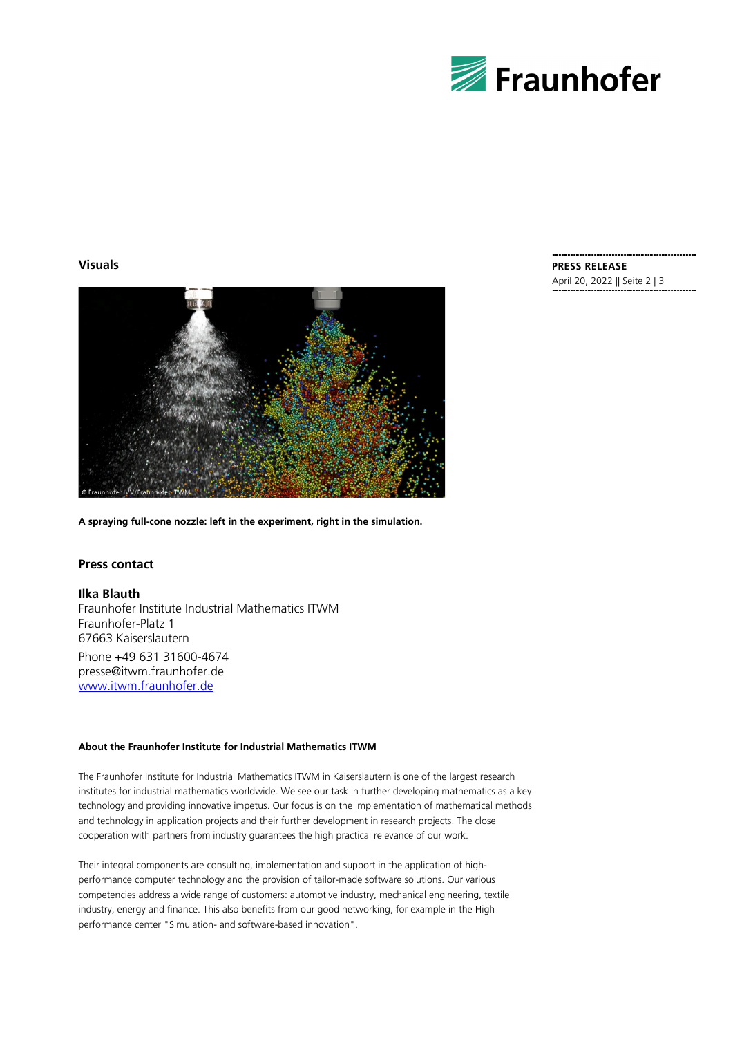## Visuals

**A spraying full-cone nozzle: left in the experiment, right in the simulation.**

## Press contact

**Ilka Blauth**
Fraunhofer Institute Industrial Mathematics ITWM
Fraunhofer-Platz 1
67663 Kaiserslautern

Phone +49 631 31600-4674
presse@itwm.fraunhofer.de
www.itwm.fraunhofer.de

**About the Fraunhofer Institute for Industrial Mathematics ITWM**

The Fraunhofer Institute for Industrial Mathematics ITWM in Kaiserslautern is one of the largest research institutes for industrial mathematics worldwide. We see our task in further developing mathematics as a key technology and providing innovative impetus. Our focus is on the implementation of mathematical methods and technology in application projects and their further development in research projects. The close cooperation with partners from industry guarantees the high practical relevance of our work.

Their integral components are consulting, implementation and support in the application of high-performance computer technology and the provision of tailor-made software solutions. Our various competencies address a wide range of customers: automotive industry, mechanical engineering, textile industry, energy and finance. This also benefits from our good networking, for example in the High performance center "Simulation- and software-based innovation".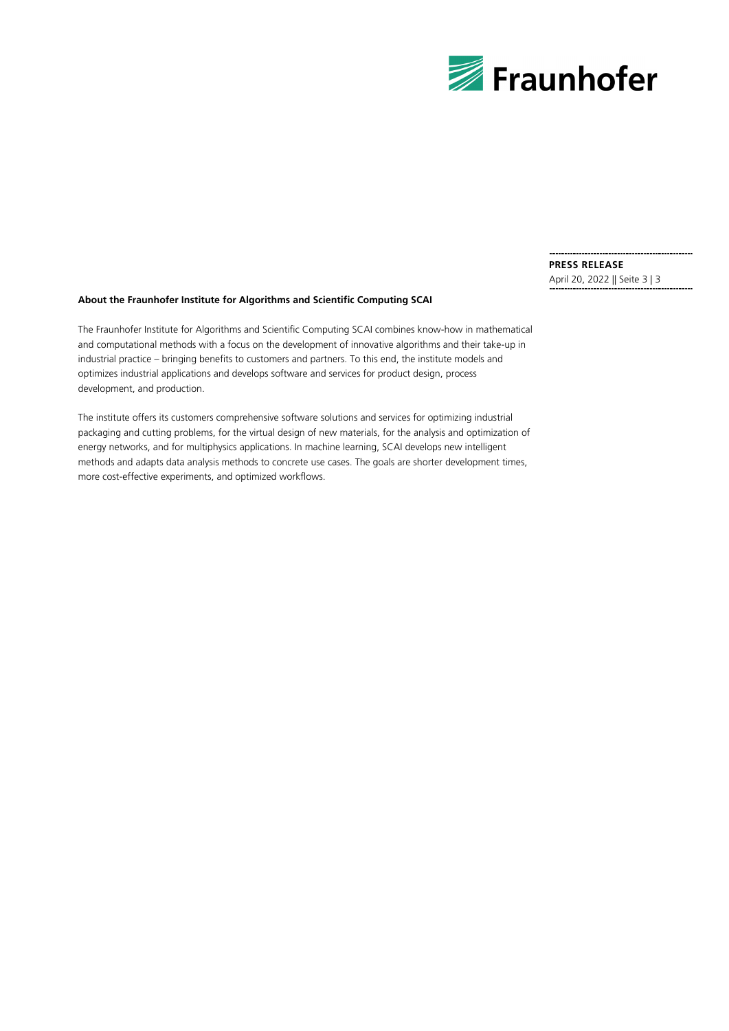**About the Fraunhofer Institute for Algorithms and Scientific Computing SCAI**

The Fraunhofer Institute for Algorithms and Scientific Computing SCAI combines know-how in mathematical and computational methods with a focus on the development of innovative algorithms and their take-up in industrial practice – bringing benefits to customers and partners. To this end, the institute models and optimizes industrial applications and develops software and services for product design, process development, and production.

The institute offers its customers comprehensive software solutions and services for optimizing industrial packaging and cutting problems, for the virtual design of new materials, for the analysis and optimization of energy networks, and for multiphysics applications. In machine learning, SCAI develops new intelligent methods and adapts data analysis methods to concrete use cases. The goals are shorter development times, more cost-effective experiments, and optimized workflows.